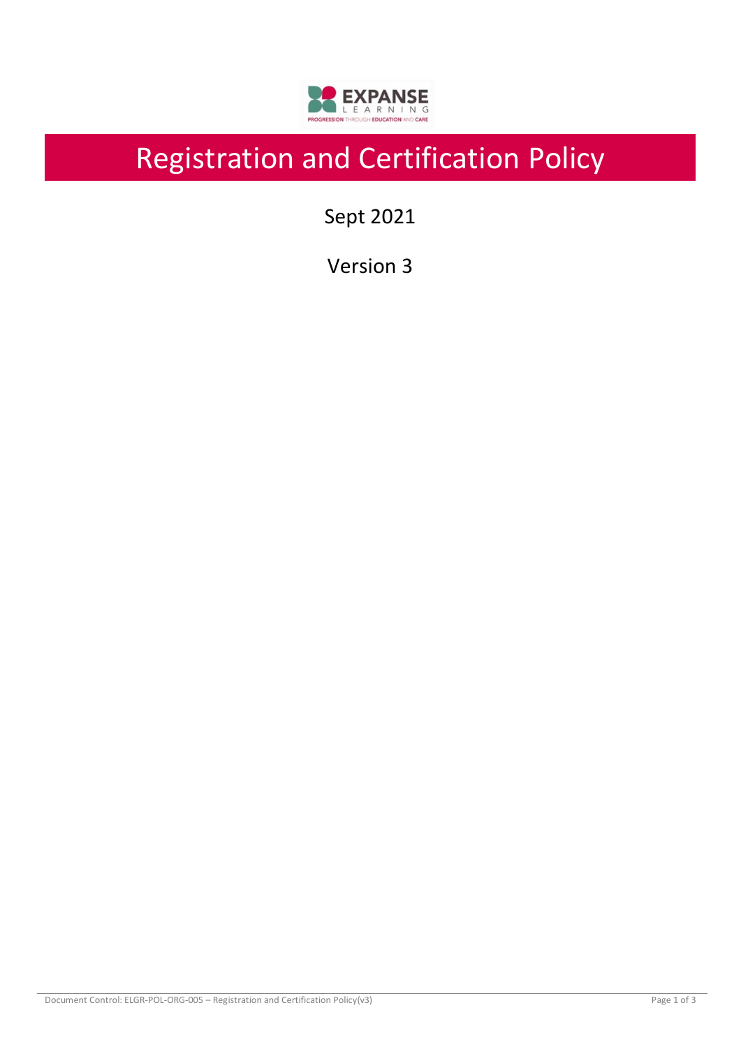# Registration and Certification Policy

Sept 2021

Version 3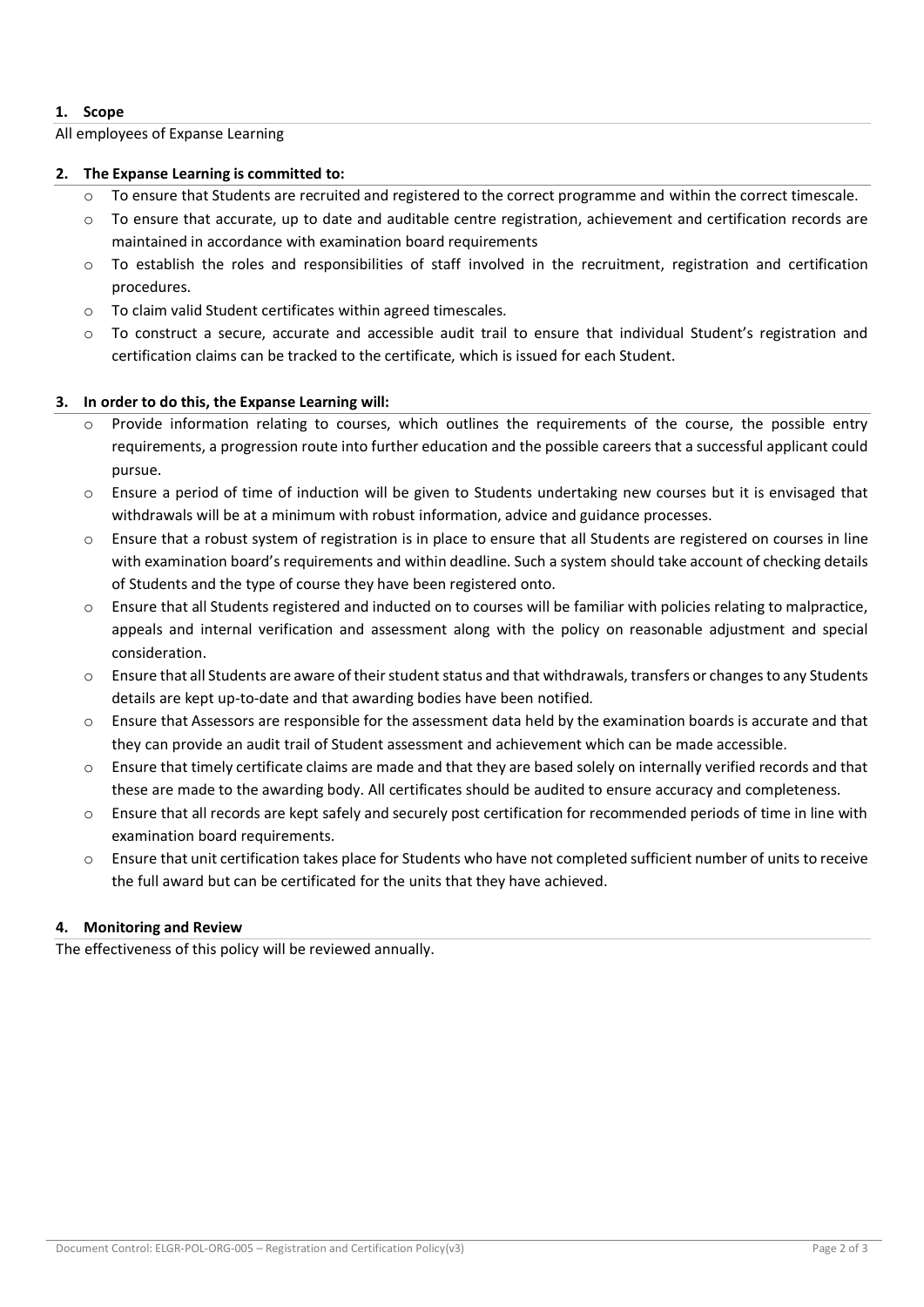## 1. Scope

All employees of Expanse Learning

## 2. The Expanse Learning is committed to:

- To ensure that Students are recruited and registered to the correct programme and within the correct timescale.
- To ensure that accurate, up to date and auditable centre registration, achievement and certification records are maintained in accordance with examination board requirements
- To establish the roles and responsibilities of staff involved in the recruitment, registration and certification procedures.
- To claim valid Student certificates within agreed timescales.
- To construct a secure, accurate and accessible audit trail to ensure that individual Student's registration and certification claims can be tracked to the certificate, which is issued for each Student.

## 3. In order to do this, the Expanse Learning will:

- Provide information relating to courses, which outlines the requirements of the course, the possible entry requirements, a progression route into further education and the possible careers that a successful applicant could pursue.
- Ensure a period of time of induction will be given to Students undertaking new courses but it is envisaged that withdrawals will be at a minimum with robust information, advice and guidance processes.
- Ensure that a robust system of registration is in place to ensure that all Students are registered on courses in line with examination board's requirements and within deadline. Such a system should take account of checking details of Students and the type of course they have been registered onto.
- Ensure that all Students registered and inducted on to courses will be familiar with policies relating to malpractice, appeals and internal verification and assessment along with the policy on reasonable adjustment and special consideration.
- Ensure that all Students are aware of their student status and that withdrawals, transfers or changes to any Students details are kept up-to-date and that awarding bodies have been notified.
- Ensure that Assessors are responsible for the assessment data held by the examination boards is accurate and that they can provide an audit trail of Student assessment and achievement which can be made accessible.
- Ensure that timely certificate claims are made and that they are based solely on internally verified records and that these are made to the awarding body. All certificates should be audited to ensure accuracy and completeness.
- Ensure that all records are kept safely and securely post certification for recommended periods of time in line with examination board requirements.
- Ensure that unit certification takes place for Students who have not completed sufficient number of units to receive the full award but can be certificated for the units that they have achieved.

## 4. Monitoring and Review

The effectiveness of this policy will be reviewed annually.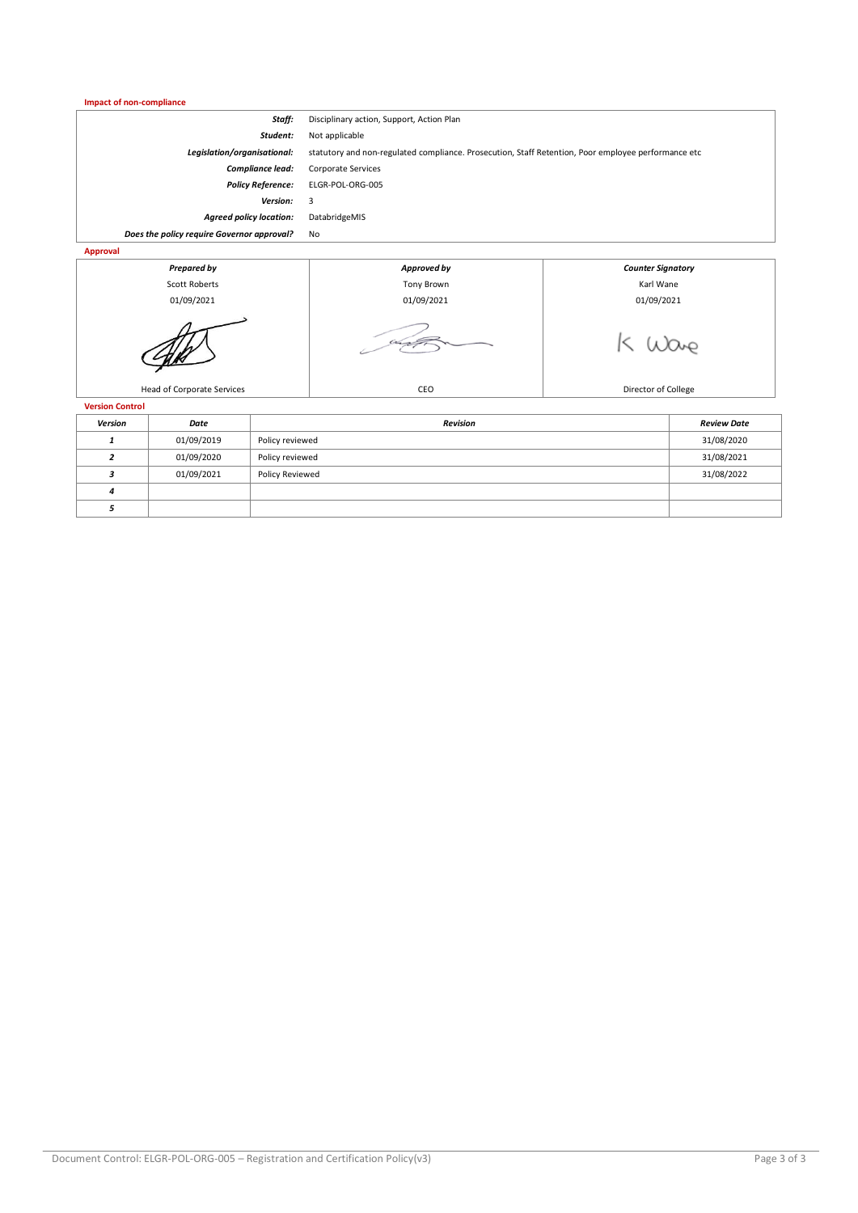**Impact of non-compliance**

| | |
|---|---|
| ***Staff:*** | Disciplinary action, Support, Action Plan |
| ***Student:*** | Not applicable |
| ***Legislation/organisational:*** | statutory and non-regulated compliance. Prosecution, Staff Retention, Poor employee performance etc |
| ***Compliance lead:*** | Corporate Services |
| ***Policy Reference:*** | ELGR-POL-ORG-005 |
| ***Version:*** | 3 |
| ***Agreed policy location:*** | DatabridgeMIS |
| ***Does the policy require Governor approval?*** | No |

**Approval**

| ***Prepared by*** | ***Approved by*** | ***Counter Signatory*** |
|---|---|---|
| Scott Roberts | Tony Brown | Karl Wane |
| 01/09/2021 | 01/09/2021 | 01/09/2021 |
| | | K Wane |
| Head of Corporate Services | CEO | Director of College |

**Version Control**

| ***Version*** | ***Date*** | ***Revision*** | ***Review Date*** |
|---|---|---|---|
| ***1*** | 01/09/2019 | Policy reviewed | 31/08/2020 |
| ***2*** | 01/09/2020 | Policy reviewed | 31/08/2021 |
| ***3*** | 01/09/2021 | Policy Reviewed | 31/08/2022 |
| ***4*** | | | |
| ***5*** | | | |

Document Control: ELGR-POL-ORG-005 – Registration and Certification Policy(v3)